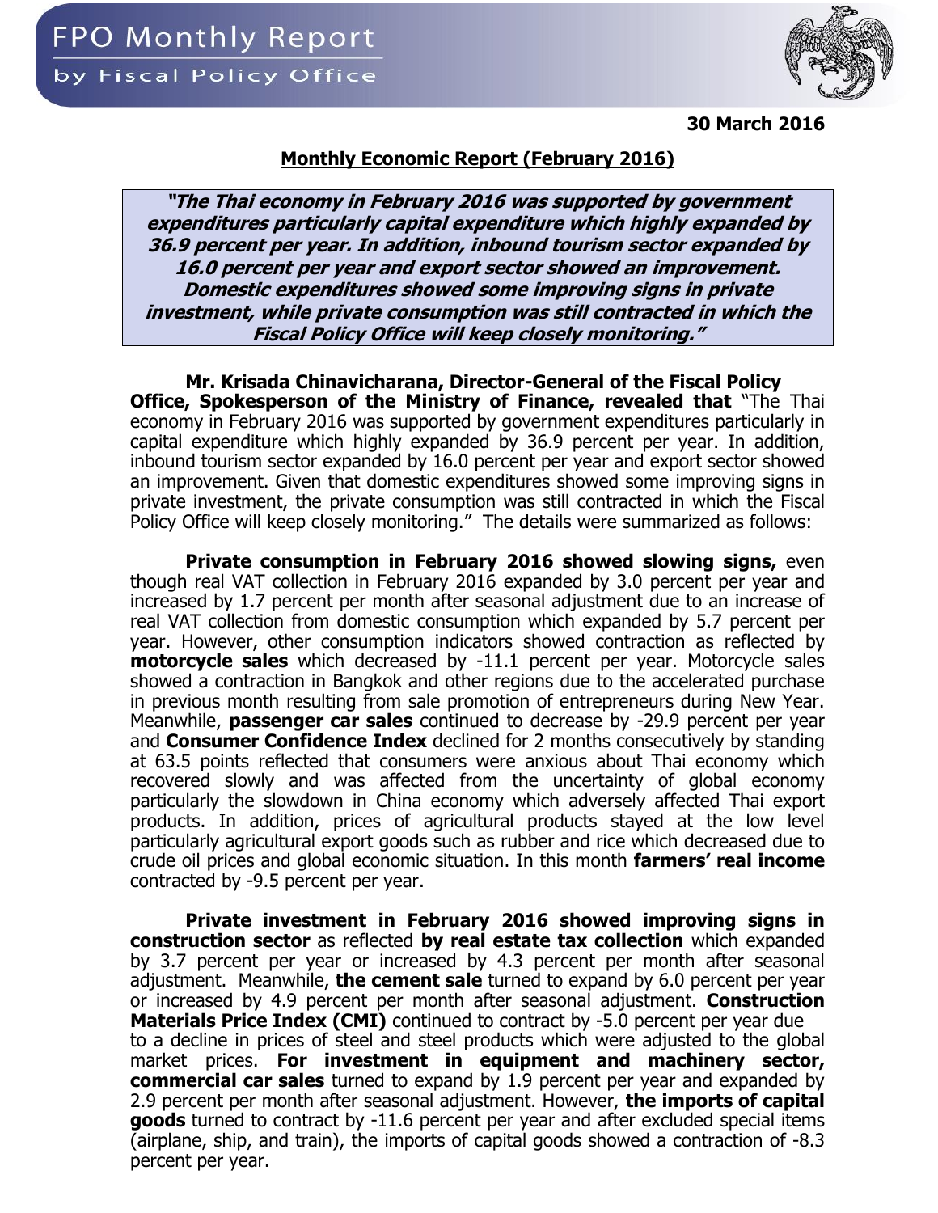# FPO Monthly Report

by Fiscal Policy Office

**30 March 2016**

## Monthly Economic Report (February 2016)

> ***"The Thai economy in February 2016 was supported by government expenditures particularly capital expenditure which highly expanded by 36.9 percent per year. In addition, inbound tourism sector expanded by 16.0 percent per year and export sector showed an improvement. Domestic expenditures showed some improving signs in private investment, while private consumption was still contracted in which the Fiscal Policy Office will keep closely monitoring."***

**Mr. Krisada Chinavicharana, Director-General of the Fiscal Policy Office, Spokesperson of the Ministry of Finance, revealed that** "The Thai economy in February 2016 was supported by government expenditures particularly in capital expenditure which highly expanded by 36.9 percent per year. In addition, inbound tourism sector expanded by 16.0 percent per year and export sector showed an improvement. Given that domestic expenditures showed some improving signs in private investment, the private consumption was still contracted in which the Fiscal Policy Office will keep closely monitoring." The details were summarized as follows:

**Private consumption in February 2016 showed slowing signs,** even though real VAT collection in February 2016 expanded by 3.0 percent per year and increased by 1.7 percent per month after seasonal adjustment due to an increase of real VAT collection from domestic consumption which expanded by 5.7 percent per year. However, other consumption indicators showed contraction as reflected by **motorcycle sales** which decreased by -11.1 percent per year. Motorcycle sales showed a contraction in Bangkok and other regions due to the accelerated purchase in previous month resulting from sale promotion of entrepreneurs during New Year. Meanwhile, **passenger car sales** continued to decrease by -29.9 percent per year and **Consumer Confidence Index** declined for 2 months consecutively by standing at 63.5 points reflected that consumers were anxious about Thai economy which recovered slowly and was affected from the uncertainty of global economy particularly the slowdown in China economy which adversely affected Thai export products. In addition, prices of agricultural products stayed at the low level particularly agricultural export goods such as rubber and rice which decreased due to crude oil prices and global economic situation. In this month **farmers' real income** contracted by -9.5 percent per year.

**Private investment in February 2016 showed improving signs in construction sector** as reflected **by real estate tax collection** which expanded by 3.7 percent per year or increased by 4.3 percent per month after seasonal adjustment. Meanwhile, **the cement sale** turned to expand by 6.0 percent per year or increased by 4.9 percent per month after seasonal adjustment. **Construction Materials Price Index (CMI)** continued to contract by -5.0 percent per year due to a decline in prices of steel and steel products which were adjusted to the global market prices. **For investment in equipment and machinery sector, commercial car sales** turned to expand by 1.9 percent per year and expanded by 2.9 percent per month after seasonal adjustment. However, **the imports of capital goods** turned to contract by -11.6 percent per year and after excluded special items (airplane, ship, and train), the imports of capital goods showed a contraction of -8.3 percent per year.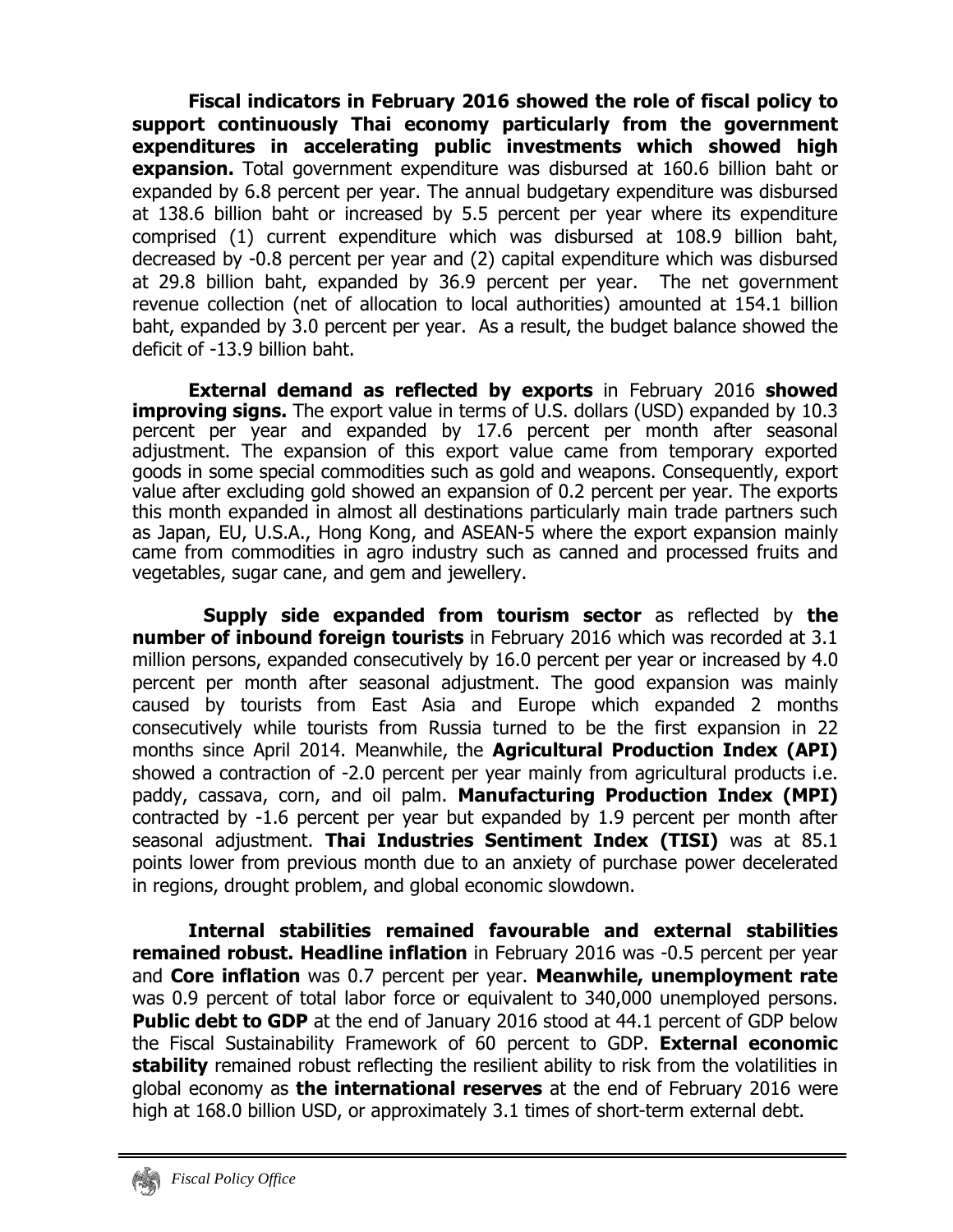**Fiscal indicators in February 2016 showed the role of fiscal policy to support continuously Thai economy particularly from the government expenditures in accelerating public investments which showed high expansion.** Total government expenditure was disbursed at 160.6 billion baht or expanded by 6.8 percent per year. The annual budgetary expenditure was disbursed at 138.6 billion baht or increased by 5.5 percent per year where its expenditure comprised (1) current expenditure which was disbursed at 108.9 billion baht, decreased by -0.8 percent per year and (2) capital expenditure which was disbursed at 29.8 billion baht, expanded by 36.9 percent per year. The net government revenue collection (net of allocation to local authorities) amounted at 154.1 billion baht, expanded by 3.0 percent per year. As a result, the budget balance showed the deficit of -13.9 billion baht.

**External demand as reflected by exports** in February 2016 **showed improving signs.** The export value in terms of U.S. dollars (USD) expanded by 10.3 percent per year and expanded by 17.6 percent per month after seasonal adjustment. The expansion of this export value came from temporary exported goods in some special commodities such as gold and weapons. Consequently, export value after excluding gold showed an expansion of 0.2 percent per year. The exports this month expanded in almost all destinations particularly main trade partners such as Japan, EU, U.S.A., Hong Kong, and ASEAN-5 where the export expansion mainly came from commodities in agro industry such as canned and processed fruits and vegetables, sugar cane, and gem and jewellery.

**Supply side expanded from tourism sector** as reflected by **the number of inbound foreign tourists** in February 2016 which was recorded at 3.1 million persons, expanded consecutively by 16.0 percent per year or increased by 4.0 percent per month after seasonal adjustment. The good expansion was mainly caused by tourists from East Asia and Europe which expanded 2 months consecutively while tourists from Russia turned to be the first expansion in 22 months since April 2014. Meanwhile, the **Agricultural Production Index (API)** showed a contraction of -2.0 percent per year mainly from agricultural products i.e. paddy, cassava, corn, and oil palm. **Manufacturing Production Index (MPI)** contracted by -1.6 percent per year but expanded by 1.9 percent per month after seasonal adjustment. **Thai Industries Sentiment Index (TISI)** was at 85.1 points lower from previous month due to an anxiety of purchase power decelerated in regions, drought problem, and global economic slowdown.

**Internal stabilities remained favourable and external stabilities remained robust. Headline inflation** in February 2016 was -0.5 percent per year and **Core inflation** was 0.7 percent per year. **Meanwhile, unemployment rate** was 0.9 percent of total labor force or equivalent to 340,000 unemployed persons. **Public debt to GDP** at the end of January 2016 stood at 44.1 percent of GDP below the Fiscal Sustainability Framework of 60 percent to GDP. **External economic stability** remained robust reflecting the resilient ability to risk from the volatilities in global economy as **the international reserves** at the end of February 2016 were high at 168.0 billion USD, or approximately 3.1 times of short-term external debt.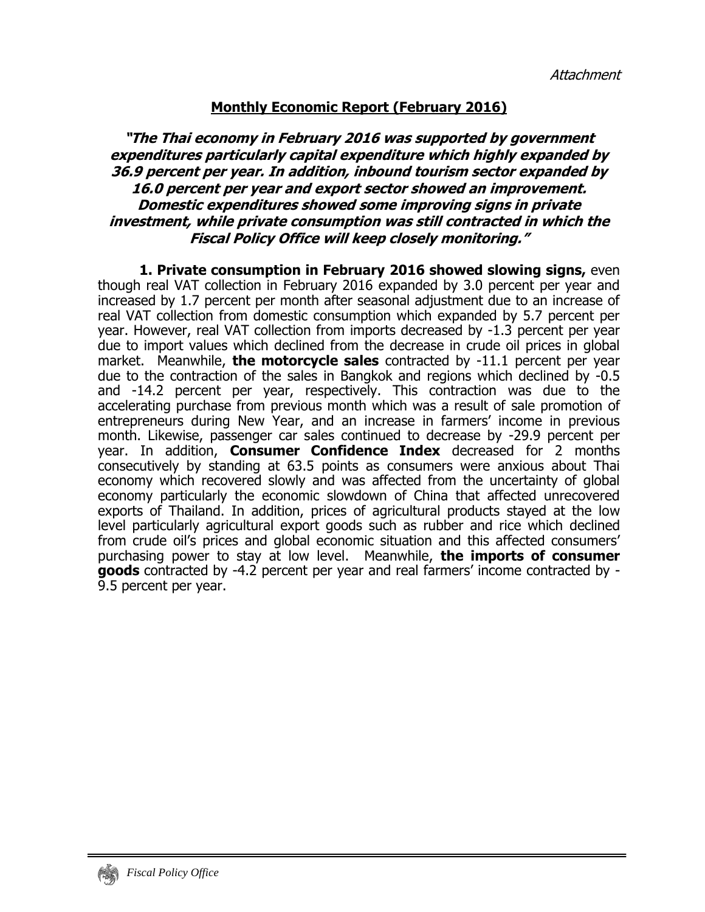*Attachment*

## Monthly Economic Report (February 2016)

***"The Thai economy in February 2016 was supported by government expenditures particularly capital expenditure which highly expanded by 36.9 percent per year. In addition, inbound tourism sector expanded by 16.0 percent per year and export sector showed an improvement. Domestic expenditures showed some improving signs in private investment, while private consumption was still contracted in which the Fiscal Policy Office will keep closely monitoring."***

**1. Private consumption in February 2016 showed slowing signs,** even though real VAT collection in February 2016 expanded by 3.0 percent per year and increased by 1.7 percent per month after seasonal adjustment due to an increase of real VAT collection from domestic consumption which expanded by 5.7 percent per year. However, real VAT collection from imports decreased by -1.3 percent per year due to import values which declined from the decrease in crude oil prices in global market. Meanwhile, **the motorcycle sales** contracted by -11.1 percent per year due to the contraction of the sales in Bangkok and regions which declined by -0.5 and -14.2 percent per year, respectively. This contraction was due to the accelerating purchase from previous month which was a result of sale promotion of entrepreneurs during New Year, and an increase in farmers' income in previous month. Likewise, passenger car sales continued to decrease by -29.9 percent per year. In addition, **Consumer Confidence Index** decreased for 2 months consecutively by standing at 63.5 points as consumers were anxious about Thai economy which recovered slowly and was affected from the uncertainty of global economy particularly the economic slowdown of China that affected unrecovered exports of Thailand. In addition, prices of agricultural products stayed at the low level particularly agricultural export goods such as rubber and rice which declined from crude oil's prices and global economic situation and this affected consumers' purchasing power to stay at low level. Meanwhile, **the imports of consumer goods** contracted by -4.2 percent per year and real farmers' income contracted by -9.5 percent per year.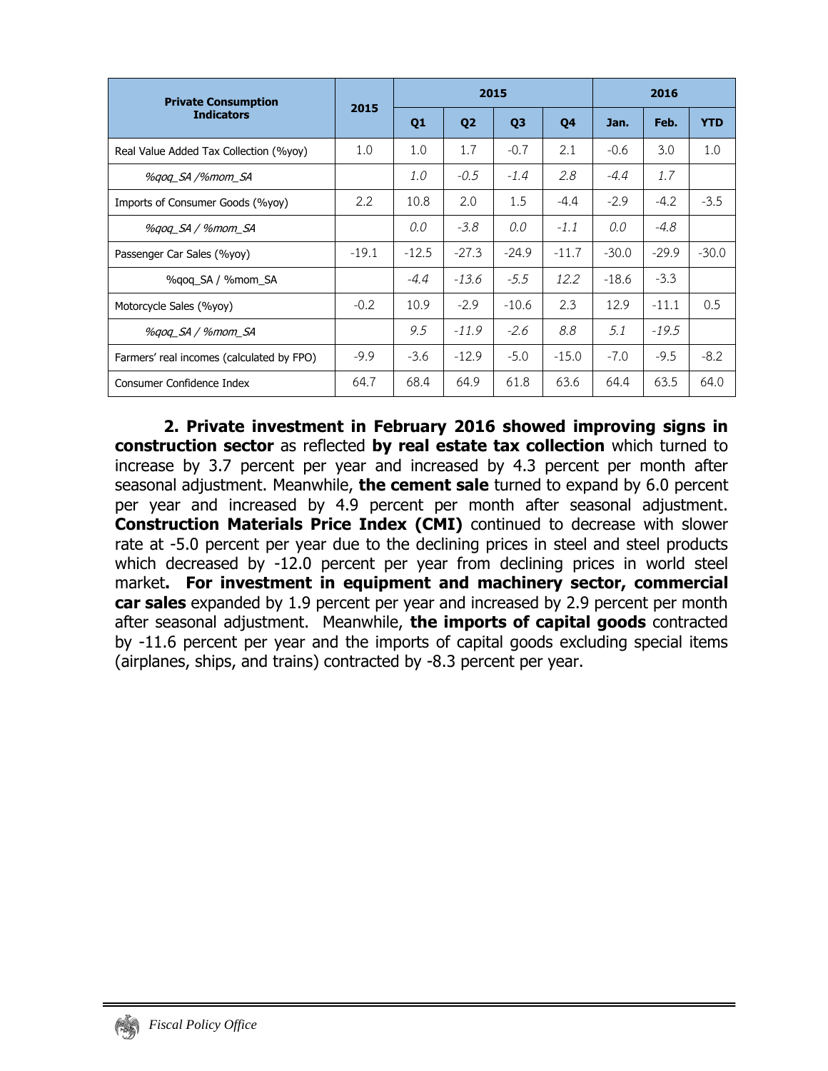| Private Consumption Indicators | 2015 | 2015 | | | | 2016 | | |
|---|---|---|---|---|---|---|---|---|
| | | Q1 | Q2 | Q3 | Q4 | Jan. | Feb. | YTD |
| Real Value Added Tax Collection (%yoy) | 1.0 | 1.0 | 1.7 | -0.7 | 2.1 | -0.6 | 3.0 | 1.0 |
| *%qoq_SA /%mom_SA* | | *1.0* | *-0.5* | *-1.4* | *2.8* | *-4.4* | *1.7* | |
| Imports of Consumer Goods (%yoy) | 2.2 | 10.8 | 2.0 | 1.5 | -4.4 | -2.9 | -4.2 | -3.5 |
| *%qoq_SA / %mom_SA* | | *0.0* | *-3.8* | *0.0* | *-1.1* | *0.0* | *-4.8* | |
| Passenger Car Sales (%yoy) | -19.1 | -12.5 | -27.3 | -24.9 | -11.7 | -30.0 | -29.9 | -30.0 |
| %qoq_SA / %mom_SA | | *-4.4* | *-13.6* | *-5.5* | *12.2* | -18.6 | -3.3 | |
| Motorcycle Sales (%yoy) | -0.2 | 10.9 | -2.9 | -10.6 | 2.3 | 12.9 | -11.1 | 0.5 |
| *%qoq_SA / %mom_SA* | | *9.5* | *-11.9* | *-2.6* | *8.8* | *5.1* | *-19.5* | |
| Farmers' real incomes (calculated by FPO) | -9.9 | -3.6 | -12.9 | -5.0 | -15.0 | -7.0 | -9.5 | -8.2 |
| Consumer Confidence Index | 64.7 | 68.4 | 64.9 | 61.8 | 63.6 | 64.4 | 63.5 | 64.0 |

**2. Private investment in February 2016 showed improving signs in construction sector** as reflected **by real estate tax collection** which turned to increase by 3.7 percent per year and increased by 4.3 percent per month after seasonal adjustment. Meanwhile, **the cement sale** turned to expand by 6.0 percent per year and increased by 4.9 percent per month after seasonal adjustment. **Construction Materials Price Index (CMI)** continued to decrease with slower rate at -5.0 percent per year due to the declining prices in steel and steel products which decreased by -12.0 percent per year from declining prices in world steel market**. For investment in equipment and machinery sector, commercial car sales** expanded by 1.9 percent per year and increased by 2.9 percent per month after seasonal adjustment. Meanwhile, **the imports of capital goods** contracted by -11.6 percent per year and the imports of capital goods excluding special items (airplanes, ships, and trains) contracted by -8.3 percent per year.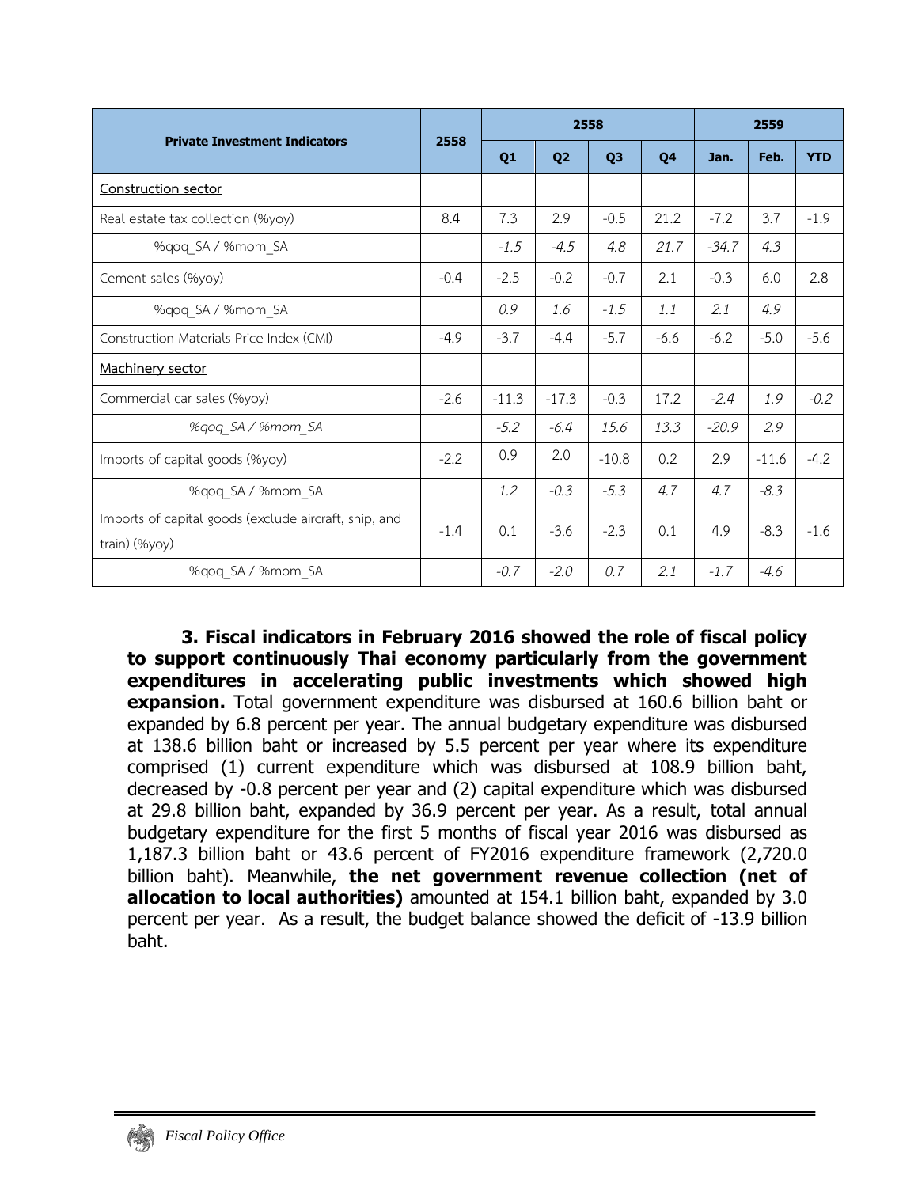| Private Investment Indicators | 2558 | 2558 | | | | 2559 | | |
|---|---|---|---|---|---|---|---|---|
| | | Q1 | Q2 | Q3 | Q4 | Jan. | Feb. | YTD |
| Construction sector | | | | | | | | |
| Real estate tax collection (%yoy) | 8.4 | 7.3 | 2.9 | -0.5 | 21.2 | -7.2 | 3.7 | -1.9 |
| %qoq_SA / %mom_SA | | *-1.5* | *-4.5* | *4.8* | *21.7* | *-34.7* | *4.3* | |
| Cement sales (%yoy) | -0.4 | -2.5 | -0.2 | -0.7 | 2.1 | -0.3 | 6.0 | 2.8 |
| %qoq_SA / %mom_SA | | *0.9* | *1.6* | *-1.5* | *1.1* | *2.1* | *4.9* | |
| Construction Materials Price Index (CMI) | -4.9 | -3.7 | -4.4 | -5.7 | -6.6 | -6.2 | -5.0 | -5.6 |
| Machinery sector | | | | | | | | |
| Commercial car sales (%yoy) | -2.6 | -11.3 | -17.3 | -0.3 | 17.2 | *-2.4* | *1.9* | *-0.2* |
| *%qoq_SA / %mom_SA* | | *-5.2* | *-6.4* | *15.6* | *13.3* | *-20.9* | *2.9* | |
| Imports of capital goods (%yoy) | -2.2 | 0.9 | 2.0 | -10.8 | 0.2 | 2.9 | -11.6 | -4.2 |
| %qoq_SA / %mom_SA | | *1.2* | *-0.3* | *-5.3* | *4.7* | *4.7* | *-8.3* | |
| Imports of capital goods (exclude aircraft, ship, and train) (%yoy) | -1.4 | 0.1 | -3.6 | -2.3 | 0.1 | 4.9 | -8.3 | -1.6 |
| %qoq_SA / %mom_SA | | *-0.7* | *-2.0* | *0.7* | *2.1* | *-1.7* | *-4.6* | |

**3. Fiscal indicators in February 2016 showed the role of fiscal policy to support continuously Thai economy particularly from the government expenditures in accelerating public investments which showed high expansion.** Total government expenditure was disbursed at 160.6 billion baht or expanded by 6.8 percent per year. The annual budgetary expenditure was disbursed at 138.6 billion baht or increased by 5.5 percent per year where its expenditure comprised (1) current expenditure which was disbursed at 108.9 billion baht, decreased by -0.8 percent per year and (2) capital expenditure which was disbursed at 29.8 billion baht, expanded by 36.9 percent per year. As a result, total annual budgetary expenditure for the first 5 months of fiscal year 2016 was disbursed as 1,187.3 billion baht or 43.6 percent of FY2016 expenditure framework (2,720.0 billion baht). Meanwhile, **the net government revenue collection (net of allocation to local authorities)** amounted at 154.1 billion baht, expanded by 3.0 percent per year. As a result, the budget balance showed the deficit of -13.9 billion baht.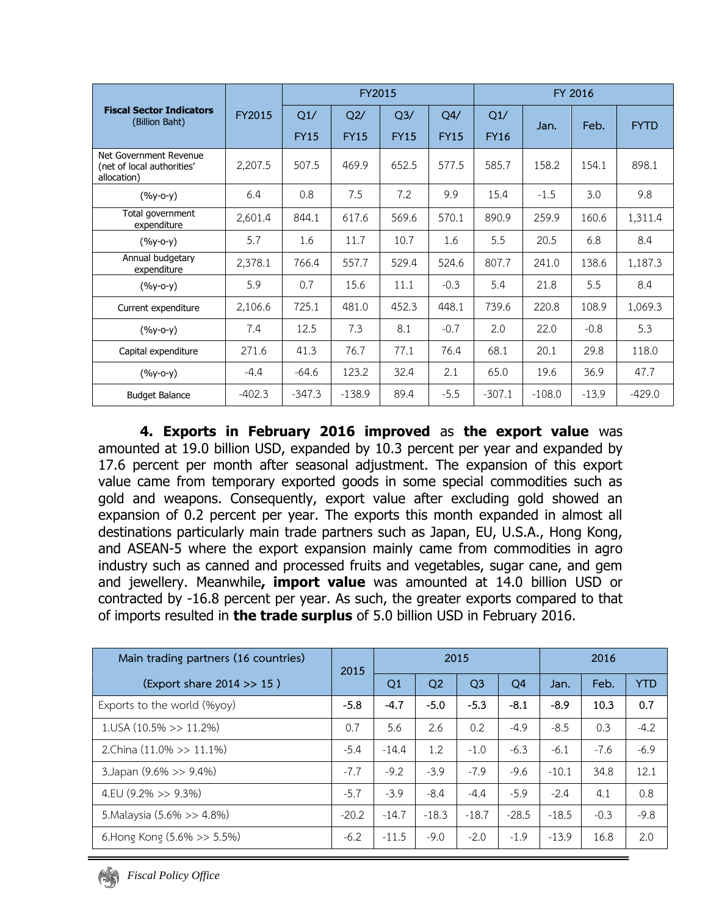| Fiscal Sector Indicators (Billion Baht) | FY2015 | FY2015 | | | | FY 2016 | | | |
|---|---|---|---|---|---|---|---|---|---|
| | | Q1/ FY15 | Q2/ FY15 | Q3/ FY15 | Q4/ FY15 | Q1/ FY16 | Jan. | Feb. | FYTD |
| Net Government Revenue (net of local authorities' allocation) | 2,207.5 | 507.5 | 469.9 | 652.5 | 577.5 | 585.7 | 158.2 | 154.1 | 898.1 |
| (%y-o-y) | 6.4 | 0.8 | 7.5 | 7.2 | 9.9 | 15.4 | -1.5 | 3.0 | 9.8 |
| Total government expenditure | 2,601.4 | 844.1 | 617.6 | 569.6 | 570.1 | 890.9 | 259.9 | 160.6 | 1,311.4 |
| (%y-o-y) | 5.7 | 1.6 | 11.7 | 10.7 | 1.6 | 5.5 | 20.5 | 6.8 | 8.4 |
| Annual budgetary expenditure | 2,378.1 | 766.4 | 557.7 | 529.4 | 524.6 | 807.7 | 241.0 | 138.6 | 1,187.3 |
| (%y-o-y) | 5.9 | 0.7 | 15.6 | 11.1 | -0.3 | 5.4 | 21.8 | 5.5 | 8.4 |
| Current expenditure | 2,106.6 | 725.1 | 481.0 | 452.3 | 448.1 | 739.6 | 220.8 | 108.9 | 1,069.3 |
| (%y-o-y) | 7.4 | 12.5 | 7.3 | 8.1 | -0.7 | 2.0 | 22.0 | -0.8 | 5.3 |
| Capital expenditure | 271.6 | 41.3 | 76.7 | 77.1 | 76.4 | 68.1 | 20.1 | 29.8 | 118.0 |
| (%y-o-y) | -4.4 | -64.6 | 123.2 | 32.4 | 2.1 | 65.0 | 19.6 | 36.9 | 47.7 |
| Budget Balance | -402.3 | -347.3 | -138.9 | 89.4 | -5.5 | -307.1 | -108.0 | -13.9 | -429.0 |

**4. Exports in February 2016 improved** as **the export value** was amounted at 19.0 billion USD, expanded by 10.3 percent per year and expanded by 17.6 percent per month after seasonal adjustment. The expansion of this export value came from temporary exported goods in some special commodities such as gold and weapons. Consequently, export value after excluding gold showed an expansion of 0.2 percent per year. The exports this month expanded in almost all destinations particularly main trade partners such as Japan, EU, U.S.A., Hong Kong, and ASEAN-5 where the export expansion mainly came from commodities in agro industry such as canned and processed fruits and vegetables, sugar cane, and gem and jewellery. Meanwhile**, import value** was amounted at 14.0 billion USD or contracted by -16.8 percent per year. As such, the greater exports compared to that of imports resulted in **the trade surplus** of 5.0 billion USD in February 2016.

| Main trading partners (16 countries) (Export share 2014 >> 15 ) | 2015 | 2015 | | | | 2016 | | |
|---|---|---|---|---|---|---|---|---|
| | | Q1 | Q2 | Q3 | Q4 | Jan. | Feb. | YTD |
| Exports to the world (%yoy) | **-5.8** | **-4.7** | **-5.0** | **-5.3** | **-8.1** | **-8.9** | **10.3** | **0.7** |
| 1.USA (10.5% >> 11.2%) | 0.7 | 5.6 | 2.6 | 0.2 | -4.9 | -8.5 | 0.3 | -4.2 |
| 2.China (11.0% >> 11.1%) | -5.4 | -14.4 | 1.2 | -1.0 | -6.3 | -6.1 | -7.6 | -6.9 |
| 3.Japan (9.6% >> 9.4%) | -7.7 | -9.2 | -3.9 | -7.9 | -9.6 | -10.1 | 34.8 | 12.1 |
| 4.EU (9.2% >> 9.3%) | -5.7 | -3.9 | -8.4 | -4.4 | -5.9 | -2.4 | 4.1 | 0.8 |
| 5.Malaysia (5.6% >> 4.8%) | -20.2 | -14.7 | -18.3 | -18.7 | -28.5 | -18.5 | -0.3 | -9.8 |
| 6.Hong Kong (5.6% >> 5.5%) | -6.2 | -11.5 | -9.0 | -2.0 | -1.9 | -13.9 | 16.8 | 2.0 |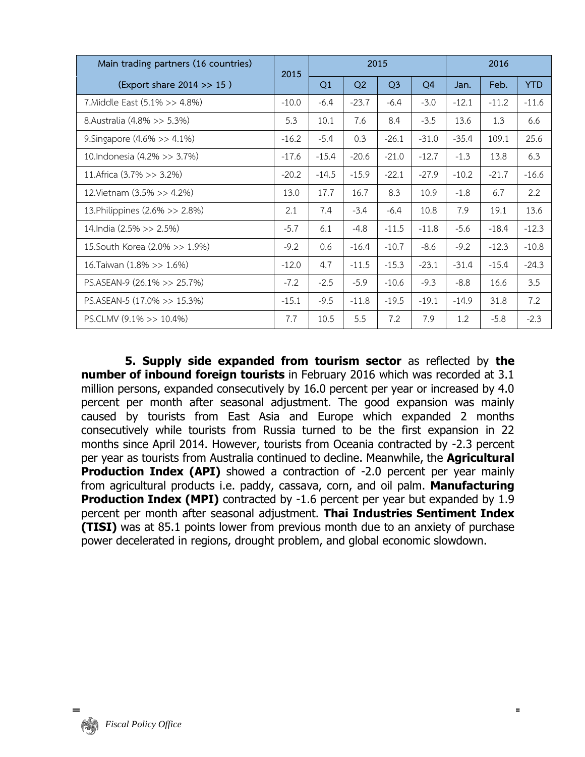| Main trading partners (16 countries) (Export share 2014 >> 15 ) | 2015 | 2015 | | | | 2016 | | |
|---|---|---|---|---|---|---|---|---|
| | | Q1 | Q2 | Q3 | Q4 | Jan. | Feb. | YTD |
| 7.Middle East (5.1% >> 4.8%) | -10.0 | -6.4 | -23.7 | -6.4 | -3.0 | -12.1 | -11.2 | -11.6 |
| 8.Australia (4.8% >> 5.3%) | 5.3 | 10.1 | 7.6 | 8.4 | -3.5 | 13.6 | 1.3 | 6.6 |
| 9.Singapore (4.6% >> 4.1%) | -16.2 | -5.4 | 0.3 | -26.1 | -31.0 | -35.4 | 109.1 | 25.6 |
| 10.Indonesia (4.2% >> 3.7%) | -17.6 | -15.4 | -20.6 | -21.0 | -12.7 | -1.3 | 13.8 | 6.3 |
| 11.Africa (3.7% >> 3.2%) | -20.2 | -14.5 | -15.9 | -22.1 | -27.9 | -10.2 | -21.7 | -16.6 |
| 12.Vietnam (3.5% >> 4.2%) | 13.0 | 17.7 | 16.7 | 8.3 | 10.9 | -1.8 | 6.7 | 2.2 |
| 13.Philippines (2.6% >> 2.8%) | 2.1 | 7.4 | -3.4 | -6.4 | 10.8 | 7.9 | 19.1 | 13.6 |
| 14.India (2.5% >> 2.5%) | -5.7 | 6.1 | -4.8 | -11.5 | -11.8 | -5.6 | -18.4 | -12.3 |
| 15.South Korea (2.0% >> 1.9%) | -9.2 | 0.6 | -16.4 | -10.7 | -8.6 | -9.2 | -12.3 | -10.8 |
| 16.Taiwan (1.8% >> 1.6%) | -12.0 | 4.7 | -11.5 | -15.3 | -23.1 | -31.4 | -15.4 | -24.3 |
| PS.ASEAN-9 (26.1% >> 25.7%) | -7.2 | -2.5 | -5.9 | -10.6 | -9.3 | -8.8 | 16.6 | 3.5 |
| PS.ASEAN-5 (17.0% >> 15.3%) | -15.1 | -9.5 | -11.8 | -19.5 | -19.1 | -14.9 | 31.8 | 7.2 |
| PS.CLMV (9.1% >> 10.4%) | 7.7 | 10.5 | 5.5 | 7.2 | 7.9 | 1.2 | -5.8 | -2.3 |

**5. Supply side expanded from tourism sector** as reflected by **the number of inbound foreign tourists** in February 2016 which was recorded at 3.1 million persons, expanded consecutively by 16.0 percent per year or increased by 4.0 percent per month after seasonal adjustment. The good expansion was mainly caused by tourists from East Asia and Europe which expanded 2 months consecutively while tourists from Russia turned to be the first expansion in 22 months since April 2014. However, tourists from Oceania contracted by -2.3 percent per year as tourists from Australia continued to decline. Meanwhile, the **Agricultural Production Index (API)** showed a contraction of -2.0 percent per year mainly from agricultural products i.e. paddy, cassava, corn, and oil palm. **Manufacturing Production Index (MPI)** contracted by -1.6 percent per year but expanded by 1.9 percent per month after seasonal adjustment. **Thai Industries Sentiment Index (TISI)** was at 85.1 points lower from previous month due to an anxiety of purchase power decelerated in regions, drought problem, and global economic slowdown.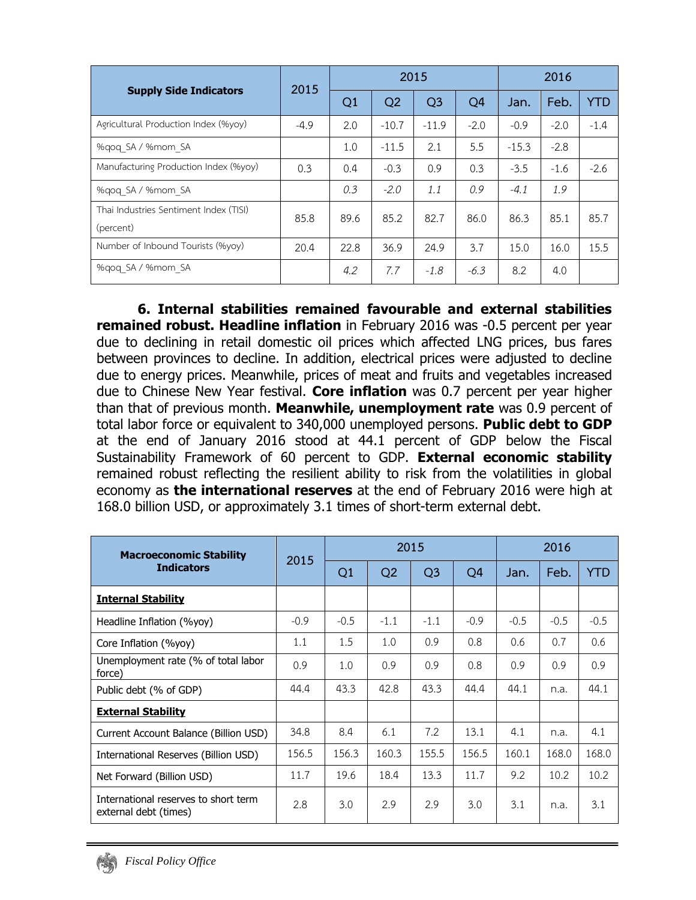| Supply Side Indicators | 2015 | 2015 | | | | 2016 | | |
|---|---|---|---|---|---|---|---|---|
| | | Q1 | Q2 | Q3 | Q4 | Jan. | Feb. | YTD |
| Agricultural Production Index (%yoy) | -4.9 | 2.0 | -10.7 | -11.9 | -2.0 | -0.9 | -2.0 | -1.4 |
| %qoq_SA / %mom_SA | | 1.0 | -11.5 | 2.1 | 5.5 | -15.3 | -2.8 | |
| Manufacturing Production Index (%yoy) | 0.3 | 0.4 | -0.3 | 0.9 | 0.3 | -3.5 | -1.6 | -2.6 |
| %qoq_SA / %mom_SA | | *0.3* | *-2.0* | *1.1* | *0.9* | *-4.1* | *1.9* | |
| Thai Industries Sentiment Index (TISI) (percent) | 85.8 | 89.6 | 85.2 | 82.7 | 86.0 | 86.3 | 85.1 | 85.7 |
| Number of Inbound Tourists (%yoy) | 20.4 | 22.8 | 36.9 | 24.9 | 3.7 | 15.0 | 16.0 | 15.5 |
| %qoq_SA / %mom_SA | | *4.2* | *7.7* | *-1.8* | *-6.3* | 8.2 | 4.0 | |

**6. Internal stabilities remained favourable and external stabilities remained robust. Headline inflation** in February 2016 was -0.5 percent per year due to declining in retail domestic oil prices which affected LNG prices, bus fares between provinces to decline. In addition, electrical prices were adjusted to decline due to energy prices. Meanwhile, prices of meat and fruits and vegetables increased due to Chinese New Year festival. **Core inflation** was 0.7 percent per year higher than that of previous month. **Meanwhile, unemployment rate** was 0.9 percent of total labor force or equivalent to 340,000 unemployed persons. **Public debt to GDP** at the end of January 2016 stood at 44.1 percent of GDP below the Fiscal Sustainability Framework of 60 percent to GDP. **External economic stability** remained robust reflecting the resilient ability to risk from the volatilities in global economy as **the international reserves** at the end of February 2016 were high at 168.0 billion USD, or approximately 3.1 times of short-term external debt.

| Macroeconomic Stability Indicators | 2015 | 2015 | | | | 2016 | | |
|---|---|---|---|---|---|---|---|---|
| | | Q1 | Q2 | Q3 | Q4 | Jan. | Feb. | YTD |
| **Internal Stability** | | | | | | | | |
| Headline Inflation (%yoy) | -0.9 | -0.5 | -1.1 | -1.1 | -0.9 | -0.5 | -0.5 | -0.5 |
| Core Inflation (%yoy) | 1.1 | 1.5 | 1.0 | 0.9 | 0.8 | 0.6 | 0.7 | 0.6 |
| Unemployment rate (% of total labor force) | 0.9 | 1.0 | 0.9 | 0.9 | 0.8 | 0.9 | 0.9 | 0.9 |
| Public debt (% of GDP) | 44.4 | 43.3 | 42.8 | 43.3 | 44.4 | 44.1 | n.a. | 44.1 |
| **External Stability** | | | | | | | | |
| Current Account Balance (Billion USD) | 34.8 | 8.4 | 6.1 | 7.2 | 13.1 | 4.1 | n.a. | 4.1 |
| International Reserves (Billion USD) | 156.5 | 156.3 | 160.3 | 155.5 | 156.5 | 160.1 | 168.0 | 168.0 |
| Net Forward (Billion USD) | 11.7 | 19.6 | 18.4 | 13.3 | 11.7 | 9.2 | 10.2 | 10.2 |
| International reserves to short term external debt (times) | 2.8 | 3.0 | 2.9 | 2.9 | 3.0 | 3.1 | n.a. | 3.1 |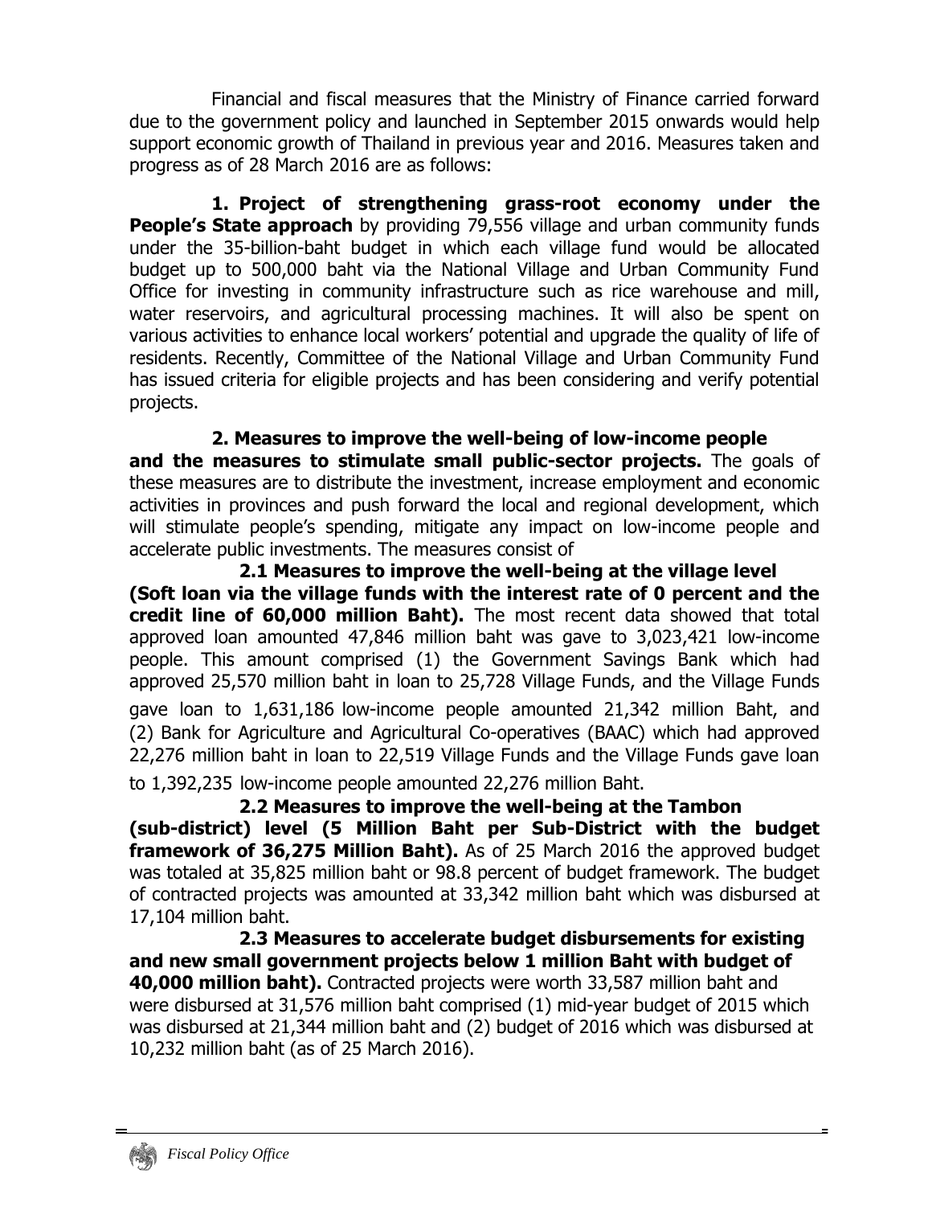Financial and fiscal measures that the Ministry of Finance carried forward due to the government policy and launched in September 2015 onwards would help support economic growth of Thailand in previous year and 2016. Measures taken and progress as of 28 March 2016 are as follows:

**1. Project of strengthening grass-root economy under the People's State approach** by providing 79,556 village and urban community funds under the 35-billion-baht budget in which each village fund would be allocated budget up to 500,000 baht via the National Village and Urban Community Fund Office for investing in community infrastructure such as rice warehouse and mill, water reservoirs, and agricultural processing machines. It will also be spent on various activities to enhance local workers' potential and upgrade the quality of life of residents. Recently, Committee of the National Village and Urban Community Fund has issued criteria for eligible projects and has been considering and verify potential projects.

**2. Measures to improve the well-being of low-income people and the measures to stimulate small public-sector projects.** The goals of these measures are to distribute the investment, increase employment and economic activities in provinces and push forward the local and regional development, which will stimulate people's spending, mitigate any impact on low-income people and accelerate public investments. The measures consist of

**2.1 Measures to improve the well-being at the village level (Soft loan via the village funds with the interest rate of 0 percent and the credit line of 60,000 million Baht).** The most recent data showed that total approved loan amounted 47,846 million baht was gave to 3,023,421 low-income people. This amount comprised (1) the Government Savings Bank which had approved 25,570 million baht in loan to 25,728 Village Funds, and the Village Funds gave loan to 1,631,186 low-income people amounted 21,342 million Baht, and (2) Bank for Agriculture and Agricultural Co-operatives (BAAC) which had approved 22,276 million baht in loan to 22,519 Village Funds and the Village Funds gave loan to 1,392,235 low-income people amounted 22,276 million Baht.

**2.2 Measures to improve the well-being at the Tambon (sub-district) level (5 Million Baht per Sub-District with the budget framework of 36,275 Million Baht).** As of 25 March 2016 the approved budget was totaled at 35,825 million baht or 98.8 percent of budget framework. The budget of contracted projects was amounted at 33,342 million baht which was disbursed at 17,104 million baht.

**2.3 Measures to accelerate budget disbursements for existing and new small government projects below 1 million Baht with budget of 40,000 million baht).** Contracted projects were worth 33,587 million baht and were disbursed at 31,576 million baht comprised (1) mid-year budget of 2015 which was disbursed at 21,344 million baht and (2) budget of 2016 which was disbursed at 10,232 million baht (as of 25 March 2016).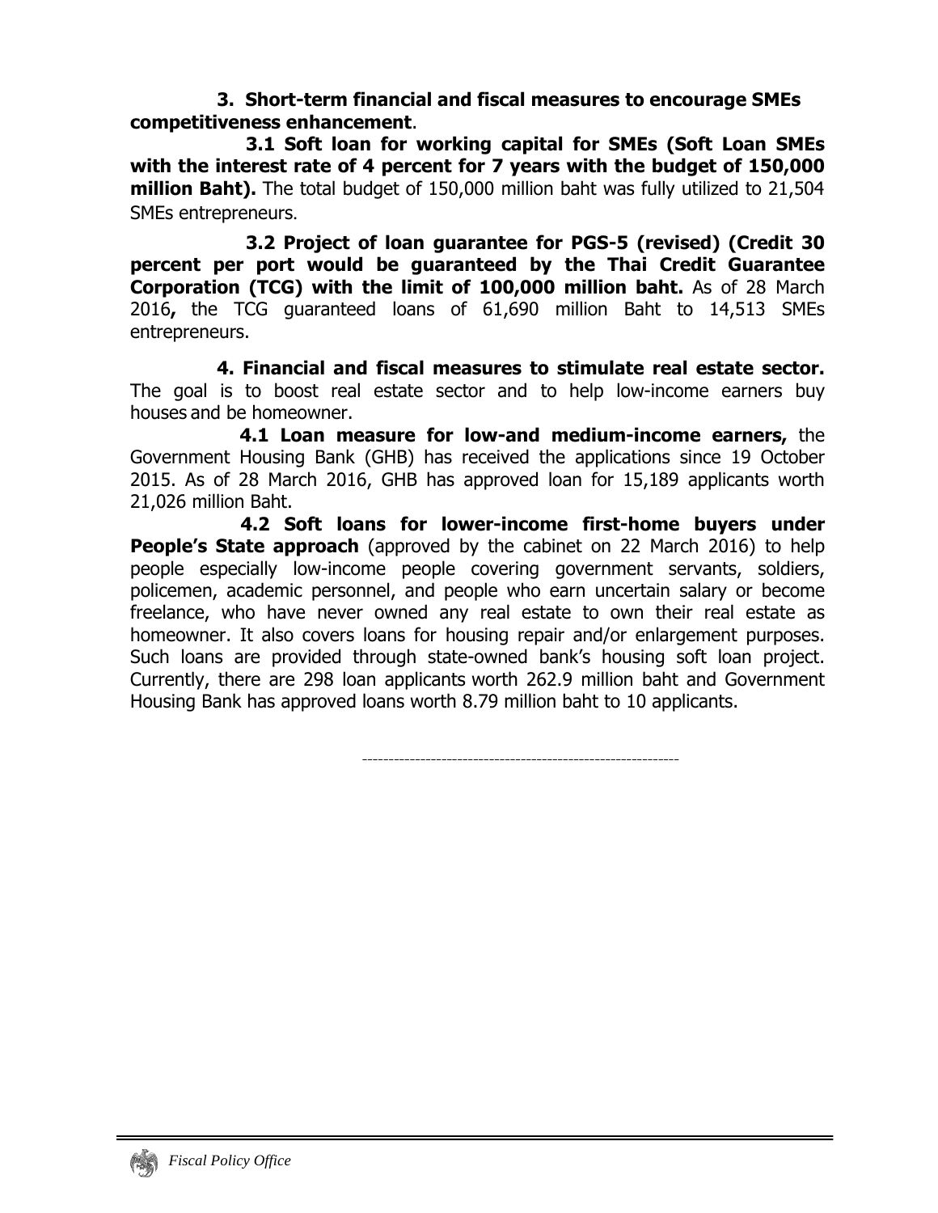**3. Short-term financial and fiscal measures to encourage SMEs competitiveness enhancement**.

**3.1 Soft loan for working capital for SMEs (Soft Loan SMEs with the interest rate of 4 percent for 7 years with the budget of 150,000 million Baht).** The total budget of 150,000 million baht was fully utilized to 21,504 SMEs entrepreneurs.

**3.2 Project of loan guarantee for PGS-5 (revised) (Credit 30 percent per port would be guaranteed by the Thai Credit Guarantee Corporation (TCG) with the limit of 100,000 million baht.** As of 28 March 2016**,** the TCG guaranteed loans of 61,690 million Baht to 14,513 SMEs entrepreneurs.

**4. Financial and fiscal measures to stimulate real estate sector.** The goal is to boost real estate sector and to help low-income earners buy houses and be homeowner.

**4.1 Loan measure for low-and medium-income earners,** the Government Housing Bank (GHB) has received the applications since 19 October 2015. As of 28 March 2016, GHB has approved loan for 15,189 applicants worth 21,026 million Baht.

**4.2 Soft loans for lower-income first-home buyers under People's State approach** (approved by the cabinet on 22 March 2016) to help people especially low-income people covering government servants, soldiers, policemen, academic personnel, and people who earn uncertain salary or become freelance, who have never owned any real estate to own their real estate as homeowner. It also covers loans for housing repair and/or enlargement purposes. Such loans are provided through state-owned bank's housing soft loan project. Currently, there are 298 loan applicants worth 262.9 million baht and Government Housing Bank has approved loans worth 8.79 million baht to 10 applicants.

---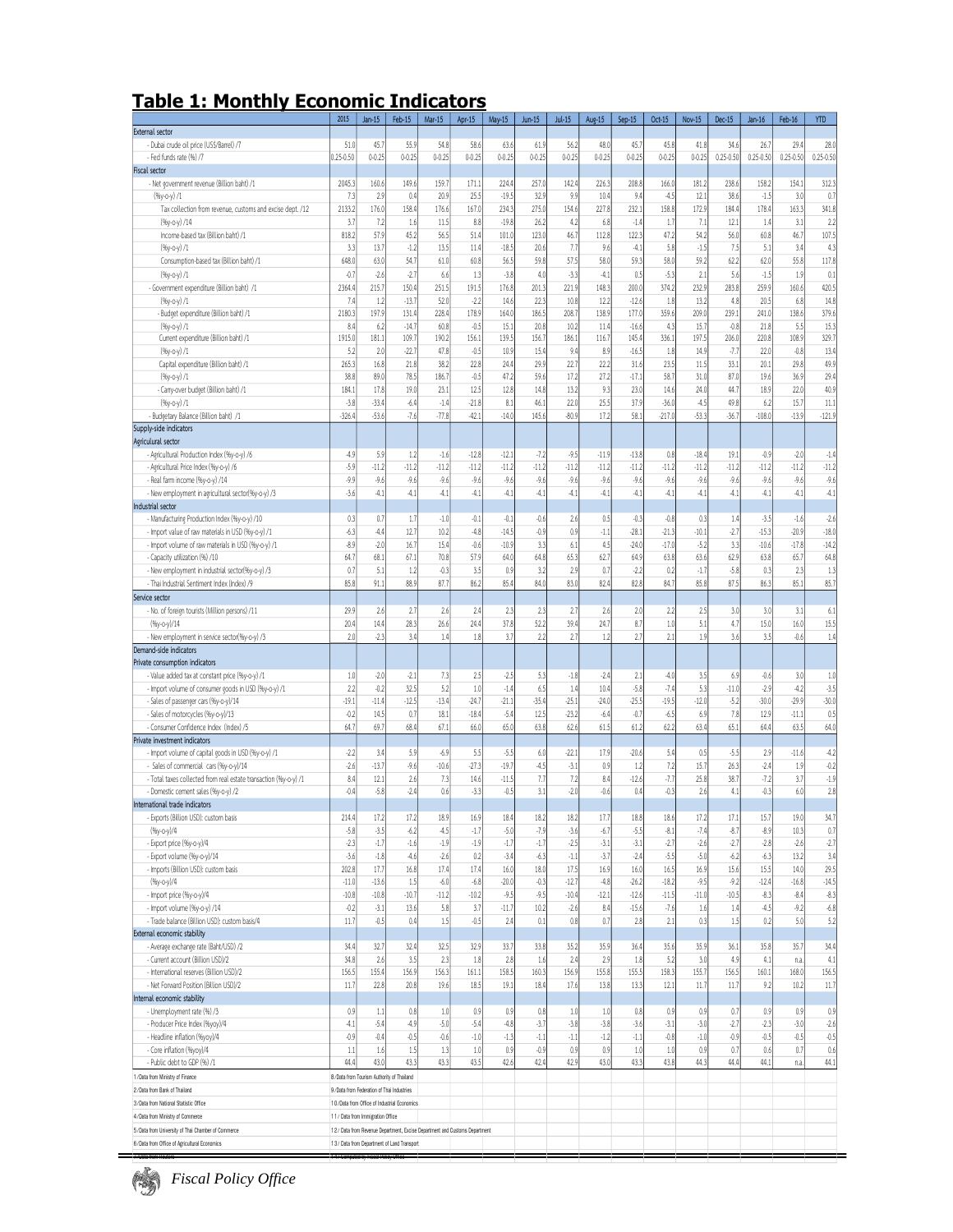# Table 1: Monthly Economic Indicators

| | 2015 | Jan-15 | Feb-15 | Mar-15 | Apr-15 | May-15 | Jun-15 | Jul-15 | Aug-15 | Sep-15 | Oct-15 | Nov-15 | Dec-15 | Jan-16 | Feb-16 | YTD |
|---|---|---|---|---|---|---|---|---|---|---|---|---|---|---|---|---|
| **External sector** | | | | | | | | | | | | | | | | |
| - Dubai crude oil price (US$/Barrel) /7 | 51.0 | 45.7 | 55.9 | 54.8 | 58.6 | 63.6 | 61.9 | 56.2 | 48.0 | 45.7 | 45.8 | 41.8 | 34.6 | 26.7 | 29.4 | 28.0 |
| - Fed funds rate (%) /7 | 0.25-0.50 | 0-0.25 | 0-0.25 | 0-0.25 | 0-0.25 | 0-0.25 | 0-0.25 | 0-0.25 | 0-0.25 | 0-0.25 | 0-0.25 | 0-0.25 | 0.25-0.50 | 0.25-0.50 | 0.25-0.50 | 0.25-0.50 |
| **Fiscal sector** | | | | | | | | | | | | | | | | |
| - Net government revenue (Billion baht) /1 | 2045.3 | 160.6 | 149.6 | 159.7 | 171.1 | 224.4 | 257.0 | 142.4 | 226.3 | 208.8 | 166.0 | 181.2 | 238.6 | 158.2 | 154.1 | 312.3 |
| (%y-o-y) /1 | 7.3 | 2.9 | 0.4 | 20.9 | 25.5 | -19.5 | 32.9 | 9.9 | 10.4 | 9.4 | -4.5 | 12.1 | 38.6 | -1.5 | 3.0 | 0.7 |
| Tax collection from revenue, customs and excise dept. /12 | 2133.2 | 176.0 | 158.4 | 176.6 | 167.0 | 234.3 | 275.0 | 154.6 | 227.8 | 232.1 | 158.8 | 172.9 | 184.4 | 178.4 | 163.3 | 341.8 |
| (%y-o-y) /14 | 3.7 | 7.2 | 1.6 | 11.5 | 8.8 | -19.8 | 26.2 | 4.2 | 6.8 | -1.4 | 1.7 | 7.1 | 12.1 | 1.4 | 3.1 | 2.2 |
| Income-based tax (Billion baht) /1 | 818.2 | 57.9 | 45.2 | 56.5 | 51.4 | 101.0 | 123.0 | 46.7 | 112.8 | 122.3 | 47.2 | 54.2 | 56.0 | 60.8 | 46.7 | 107.5 |
| (%y-o-y) /1 | 3.3 | 13.7 | -1.2 | 13.5 | 11.4 | -18.5 | 20.6 | 7.7 | 9.6 | -4.1 | 5.8 | -1.5 | 7.5 | 5.1 | 3.4 | 4.3 |
| Consumption-based tax (Billion baht) /1 | 648.0 | 63.0 | 54.7 | 61.0 | 60.8 | 56.5 | 59.8 | 57.5 | 58.0 | 59.3 | 58.0 | 59.2 | 62.2 | 62.0 | 55.8 | 117.8 |
| (%y-o-y) /1 | -0.7 | -2.6 | -2.7 | 6.6 | 1.3 | -3.8 | 4.0 | -3.3 | -4.1 | 0.5 | -5.3 | 2.1 | 5.6 | -1.5 | 1.9 | 0.1 |
| - Government expenditure (Billion baht) /1 | 2364.4 | 215.7 | 150.4 | 251.5 | 191.5 | 176.8 | 201.3 | 221.9 | 148.3 | 200.0 | 374.2 | 232.9 | 283.8 | 259.9 | 160.6 | 420.5 |
| (%y-o-y) /1 | 7.4 | 1.2 | -13.7 | 52.0 | -2.2 | 14.6 | 22.3 | 10.8 | 12.2 | -12.6 | 1.8 | 13.2 | 4.8 | 20.5 | 6.8 | 14.8 |
| - Budget expenditure (Billion baht) /1 | 2180.3 | 197.9 | 131.4 | 228.4 | 178.9 | 164.0 | 186.5 | 208.7 | 138.9 | 177.0 | 359.6 | 209.0 | 239.1 | 241.0 | 138.6 | 379.6 |
| (%y-o-y) /1 | 8.4 | 6.2 | -14.7 | 60.8 | -0.5 | 15.1 | 20.8 | 10.2 | 11.4 | -16.6 | 4.3 | 15.7 | -0.8 | 21.8 | 5.5 | 15.3 |
| Current expenditure (Billion baht) /1 | 1915.0 | 181.1 | 109.7 | 190.2 | 156.1 | 139.5 | 156.7 | 186.1 | 116.7 | 145.4 | 336.1 | 197.5 | 206.0 | 220.8 | 108.9 | 329.7 |
| (%y-o-y) /1 | 5.2 | 2.0 | -22.7 | 47.8 | -0.5 | 10.9 | 15.4 | 9.4 | 8.9 | -16.5 | 1.8 | 14.9 | -7.7 | 22.0 | -0.8 | 13.4 |
| Capital expenditure (Billion baht) /1 | 265.3 | 16.8 | 21.8 | 38.2 | 22.8 | 24.4 | 29.9 | 22.7 | 22.2 | 31.6 | 23.5 | 11.5 | 33.1 | 20.1 | 29.8 | 49.9 |
| (%y-o-y) /1 | 38.8 | 89.0 | 78.5 | 186.7 | -0.5 | 47.2 | 59.6 | 17.2 | 27.2 | -17.1 | 58.7 | 31.0 | 87.0 | 19.6 | 36.9 | 29.4 |
| - Carry-over budget (Billion baht) /1 | 184.1 | 17.8 | 19.0 | 23.1 | 12.5 | 12.8 | 14.8 | 13.2 | 9.3 | 23.0 | 14.6 | 24.0 | 44.7 | 18.9 | 22.0 | 40.9 |
| (%y-o-y) /1 | -3.8 | -33.4 | -6.4 | -1.4 | -21.8 | 8.1 | 46.1 | 22.0 | 25.5 | 37.9 | -36.0 | -4.5 | 49.8 | 6.2 | 15.7 | 11.1 |
| - Budgetary Balance (Billion baht) /1 | -326.4 | -53.6 | -7.6 | -77.8 | -42.1 | -14.0 | 145.6 | -80.9 | 17.2 | 58.1 | -217.0 | -53.3 | -36.7 | -108.0 | -13.9 | -121.9 |
| **Supply-side indicators** | | | | | | | | | | | | | | | | |
| **Agricultural sector** | | | | | | | | | | | | | | | | |
| - Agricultural Production Index (%y-o-y) /6 | -4.9 | 5.9 | 1.2 | -1.6 | -12.8 | -12.1 | -7.2 | -9.5 | -11.9 | -13.8 | 0.8 | -18.4 | 19.1 | -0.9 | -2.0 | -1.4 |
| - Agricultural Price Index (%y-o-y) /6 | -5.9 | -11.2 | -11.2 | -11.2 | -11.2 | -11.2 | -11.2 | -11.2 | -11.2 | -11.2 | -11.2 | -11.2 | -11.2 | -11.2 | -11.2 | -11.2 |
| - Real farm income (%y-o-y) /14 | -9.9 | -9.6 | -9.6 | -9.6 | -9.6 | -9.6 | -9.6 | -9.6 | -9.6 | -9.6 | -9.6 | -9.6 | -9.6 | -9.6 | -9.6 | -9.6 |
| - New employment in agricultural sector(%y-o-y) /3 | -3.6 | -4.1 | -4.1 | -4.1 | -4.1 | -4.1 | -4.1 | -4.1 | -4.1 | -4.1 | -4.1 | -4.1 | -4.1 | -4.1 | -4.1 | -4.1 |
| **Industrial sector** | | | | | | | | | | | | | | | | |
| - Manufacturing Production Index (%y-o-y) /10 | 0.3 | 0.7 | 1.7 | -1.0 | -0.1 | -0.1 | -0.6 | 2.6 | 0.5 | -0.3 | -0.8 | 0.3 | 1.4 | -3.5 | -1.6 | -2.6 |
| - Import value of raw materials in USD (%y-o-y) /1 | -6.3 | -4.4 | 12.7 | 10.2 | -4.8 | -14.5 | -0.9 | 0.9 | -1.1 | -28.1 | -21.3 | -10.1 | -2.7 | -15.3 | -20.9 | -18.0 |
| - Import volume of raw materials in USD (%y-o-y) /1 | -8.9 | -2.0 | 16.7 | 15.4 | -0.6 | -10.9 | 3.3 | 6.1 | 4.5 | -24.0 | -17.0 | -5.2 | 3.3 | -10.6 | -17.8 | -14.2 |
| - Capacity utilization (%) /10 | 64.7 | 68.1 | 67.1 | 70.8 | 57.9 | 64.0 | 64.8 | 65.3 | 62.7 | 64.9 | 63.8 | 63.6 | 62.9 | 63.8 | 65.7 | 64.8 |
| - New employment in industrial sector(%y-o-y) /3 | 0.7 | 5.1 | 1.2 | -0.3 | 3.5 | 0.9 | 3.2 | 2.9 | 0.7 | -2.2 | 0.2 | -1.7 | -5.8 | 0.3 | 2.3 | 1.3 |
| - Thai Industrial Sentiment Index (Index) /9 | 85.8 | 91.1 | 88.9 | 87.7 | 86.2 | 85.4 | 84.0 | 83.0 | 82.4 | 82.8 | 84.7 | 85.8 | 87.5 | 86.3 | 85.1 | 85.7 |
| **Service sector** | | | | | | | | | | | | | | | | |
| - No. of foreign tourists (Million persons) /11 | 29.9 | 2.6 | 2.7 | 2.6 | 2.4 | 2.3 | 2.3 | 2.7 | 2.6 | 2.0 | 2.2 | 2.5 | 3.0 | 3.0 | 3.1 | 6.1 |
| (%y-o-y)/14 | 20.4 | 14.4 | 28.3 | 26.6 | 24.4 | 37.8 | 52.2 | 39.4 | 24.7 | 8.7 | 1.0 | 5.1 | 4.7 | 15.0 | 16.0 | 15.5 |
| - New employment in service sector(%y-o-y) /3 | 2.0 | -2.3 | 3.4 | 1.4 | 1.8 | 3.7 | 2.2 | 2.7 | 1.2 | 2.7 | 2.1 | 1.9 | 3.6 | 3.5 | -0.6 | 1.4 |
| **Demand-side indicators** | | | | | | | | | | | | | | | | |
| **Private consumption indicators** | | | | | | | | | | | | | | | | |
| - Value added tax at constant price (%y-o-y) /1 | 1.0 | -2.0 | -2.1 | 7.3 | 2.5 | -2.5 | 5.3 | -1.8 | -2.4 | 2.1 | -4.0 | 3.5 | 6.9 | -0.6 | 3.0 | 1.0 |
| - Import volume of consumer goods in USD (%y-o-y) /1 | 2.2 | -0.2 | 32.5 | 5.2 | 1.0 | -1.4 | 6.5 | 1.4 | 10.4 | -5.8 | -7.4 | 5.3 | -11.0 | -2.9 | -4.2 | -3.5 |
| - Sales of passenger cars (%y-o-y)/14 | -19.1 | -11.4 | -12.5 | -13.4 | -24.7 | -21.1 | -35.4 | -25.1 | -24.0 | -25.5 | -19.5 | -12.0 | -5.2 | -30.0 | -29.9 | -30.0 |
| - Sales of motorcycles (%y-o-y)/13 | -0.2 | 14.5 | 0.7 | 18.1 | -18.4 | -5.4 | 12.5 | -23.2 | -6.4 | -0.7 | -6.5 | 6.9 | 7.8 | 12.9 | -11.1 | 0.5 |
| - Consumer Confidence Index (Index) /5 | 64.7 | 69.7 | 68.4 | 67.1 | 66.0 | 65.0 | 63.8 | 62.6 | 61.5 | 61.2 | 62.2 | 63.4 | 65.1 | 64.4 | 63.5 | 64.0 |
| **Private investment indicators** | | | | | | | | | | | | | | | | |
| - Import volume of capital goods in USD (%y-o-y) /1 | -2.2 | 3.4 | 5.9 | -6.9 | 5.5 | -5.5 | 6.0 | -22.1 | 17.9 | -20.6 | 5.4 | 0.5 | -5.5 | 2.9 | -11.6 | -4.2 |
| - Sales of commercial cars (%y-o-y)/14 | -2.6 | -13.7 | -9.6 | -10.6 | -27.3 | -19.7 | -4.5 | -3.1 | 0.9 | 1.2 | 7.2 | 15.7 | 26.3 | -2.4 | 1.9 | -0.2 |
| - Total taxes collected from real estate transaction (%y-o-y) /1 | 8.4 | 12.1 | 2.6 | 7.3 | 14.6 | -11.5 | 7.7 | 7.2 | 8.4 | -12.6 | -7.7 | 25.8 | 38.7 | -7.2 | 3.7 | -1.9 |
| - Domestic cement sales (%y-o-y) /2 | -0.4 | -5.8 | -2.4 | 0.6 | -3.3 | -0.5 | 3.1 | -2.0 | -0.6 | 0.4 | -0.3 | 2.6 | 4.1 | -0.3 | 6.0 | 2.8 |
| **International trade indicators** | | | | | | | | | | | | | | | | |
| - Exports (Billion USD): custom basis | 214.4 | 17.2 | 17.2 | 18.9 | 16.9 | 18.4 | 18.2 | 18.2 | 17.7 | 18.8 | 18.6 | 17.2 | 17.1 | 15.7 | 19.0 | 34.7 |
| (%y-o-y)/4 | -5.8 | -3.5 | -6.2 | -4.5 | -1.7 | -5.0 | -7.9 | -3.6 | -6.7 | -5.5 | -8.1 | -7.4 | -8.7 | -8.9 | 10.3 | 0.7 |
| - Export price (%y-o-y)/4 | -2.3 | -1.7 | -1.6 | -1.9 | -1.9 | -1.7 | -1.7 | -2.5 | -3.1 | -3.1 | -2.7 | -2.6 | -2.7 | -2.8 | -2.6 | -2.7 |
| - Export volume (%y-o-y)/14 | -3.6 | -1.8 | -4.6 | -2.6 | 0.2 | -3.4 | -6.3 | -1.1 | -3.7 | -2.4 | -5.5 | -5.0 | -6.2 | -6.3 | 13.2 | 3.4 |
| - Imports (Billion USD): custom basis | 202.8 | 17.7 | 16.8 | 17.4 | 17.4 | 16.0 | 18.0 | 17.5 | 16.9 | 16.0 | 16.5 | 16.9 | 15.6 | 15.5 | 14.0 | 29.5 |
| (%y-o-y)/4 | -11.0 | -13.6 | 1.5 | -6.0 | -6.8 | -20.0 | -0.3 | -12.7 | -4.8 | -26.2 | -18.2 | -9.5 | -9.2 | -12.4 | -16.8 | -14.5 |
| - Import price (%y-o-y)/4 | -10.8 | -10.8 | -10.7 | -11.2 | -10.2 | -9.5 | -9.5 | -10.4 | -12.1 | -12.6 | -11.5 | -11.0 | -10.5 | -8.3 | -8.4 | -8.3 |
| - Import volume (%y-o-y) /14 | -0.2 | -3.1 | 13.6 | 5.8 | 3.7 | -11.7 | 10.2 | -2.6 | 8.4 | -15.6 | -7.6 | 1.6 | 1.4 | -4.5 | -9.2 | -6.8 |
| - Trade balance (Billion USD): custom basis/4 | 11.7 | -0.5 | 0.4 | 1.5 | -0.5 | 2.4 | 0.1 | 0.8 | 0.7 | 2.8 | 2.1 | 0.3 | 1.5 | 0.2 | 5.0 | 5.2 |
| **External economic stability** | | | | | | | | | | | | | | | | |
| - Average exchange rate (Baht/USD) /2 | 34.4 | 32.7 | 32.4 | 32.5 | 32.9 | 33.7 | 33.8 | 35.2 | 35.9 | 36.4 | 35.6 | 35.9 | 36.1 | 35.8 | 35.7 | 34.4 |
| - Current account (Billion USD)/2 | 34.8 | 2.6 | 3.5 | 2.3 | 1.8 | 2.8 | 1.6 | 2.4 | 2.9 | 1.8 | 5.2 | 3.0 | 4.9 | 4.1 | n.a. | 4.1 |
| - International reserves (Billion USD)/2 | 156.5 | 155.4 | 156.9 | 156.3 | 161.1 | 158.5 | 160.3 | 156.9 | 155.8 | 155.5 | 158.3 | 155.7 | 156.5 | 160.1 | 168.0 | 156.5 |
| - Net Forward Position (Billion USD)/2 | 11.7 | 22.8 | 20.8 | 19.6 | 18.5 | 19.1 | 18.4 | 17.6 | 13.8 | 13.3 | 12.1 | 11.7 | 11.7 | 9.2 | 10.2 | 11.7 |
| **Internal economic stability** | | | | | | | | | | | | | | | | |
| - Unemployment rate (%) /3 | 0.9 | 1.1 | 0.8 | 1.0 | 0.9 | 0.9 | 0.8 | 1.0 | 1.0 | 0.8 | 0.9 | 0.9 | 0.7 | 0.9 | 0.9 | 0.9 |
| - Producer Price Index (%yoy)/4 | -4.1 | -5.4 | -4.9 | -5.0 | -5.4 | -4.8 | -3.7 | -3.8 | -3.8 | -3.6 | -3.1 | -3.0 | -2.7 | -2.3 | -3.0 | -2.6 |
| - Headline inflation (%yoy)/4 | -0.9 | -0.4 | -0.5 | -0.6 | -1.0 | -1.3 | -1.1 | -1.1 | -1.2 | -1.1 | -0.8 | -1.0 | -0.9 | -0.5 | -0.5 | -0.5 |
| - Core inflation (%yoy)/4 | 1.1 | 1.6 | 1.5 | 1.3 | 1.0 | 0.9 | -0.9 | 0.9 | 0.9 | 1.0 | 1.0 | 0.9 | 0.7 | 0.6 | 0.7 | 0.6 |
| - Public debt to GDP (%) /1 | 44.4 | 43.0 | 43.3 | 43.3 | 43.5 | 42.6 | 42.4 | 42.9 | 43.0 | 43.3 | 43.8 | 44.3 | 44.4 | 44.1 | n.a. | 44.1 |

1/Data from Ministry of Finance
2/Data from Bank of Thailand
3/Data from National Statistic Office
4/Data from Ministry of Commerce
5/Data from University of Thai Chamber of Commerce
6/Data from Office of Agricultural Economics
7/Data from Reuters
8/Data from Tourism Authority of Thailand
9/Data from Federation of Thai Industries
10/Data from Office of Industrial Economics
11/ Data from Immigration Office
12/ Data from Revenue Department, Excise Department and Customs Department
13/ Data from Department of Land Transport
14/ Computed by Fiscal Policy Office

*Fiscal Policy Office*